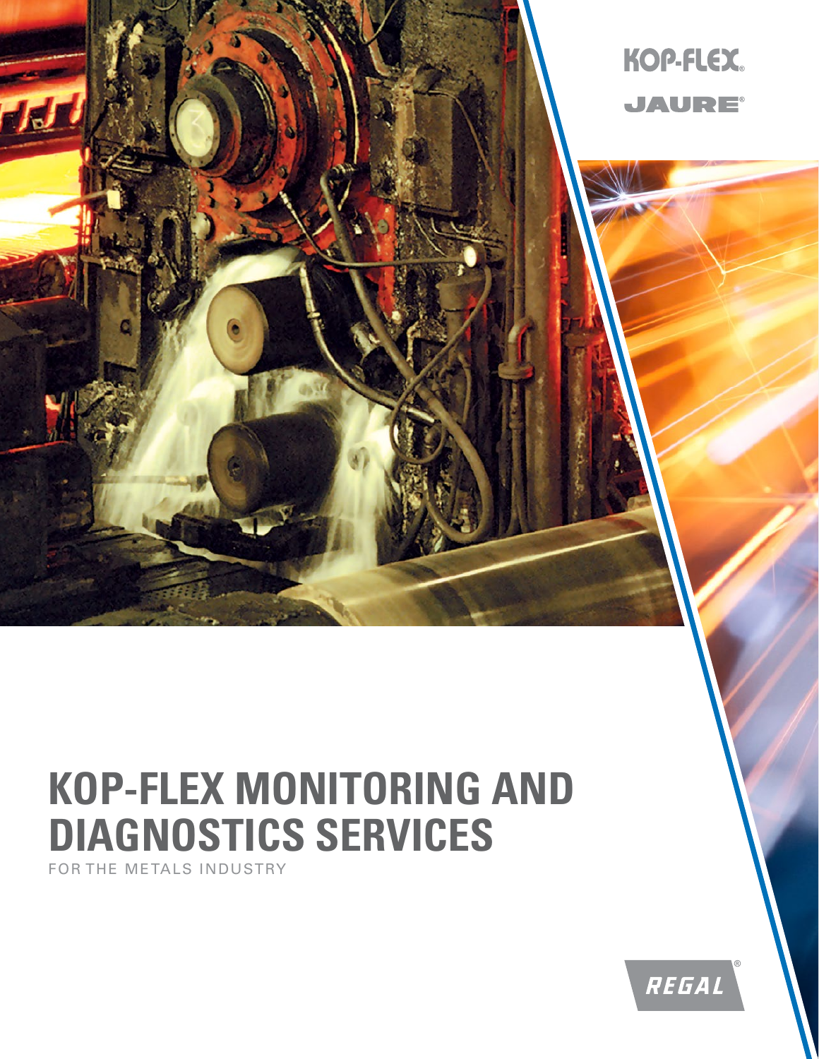KOP-FLEX®

JAURE®

# KOP-FLEX MONITORING AND DIAGNOSTICS SERVICES

FOR THE METALS INDUSTRY

REGAL®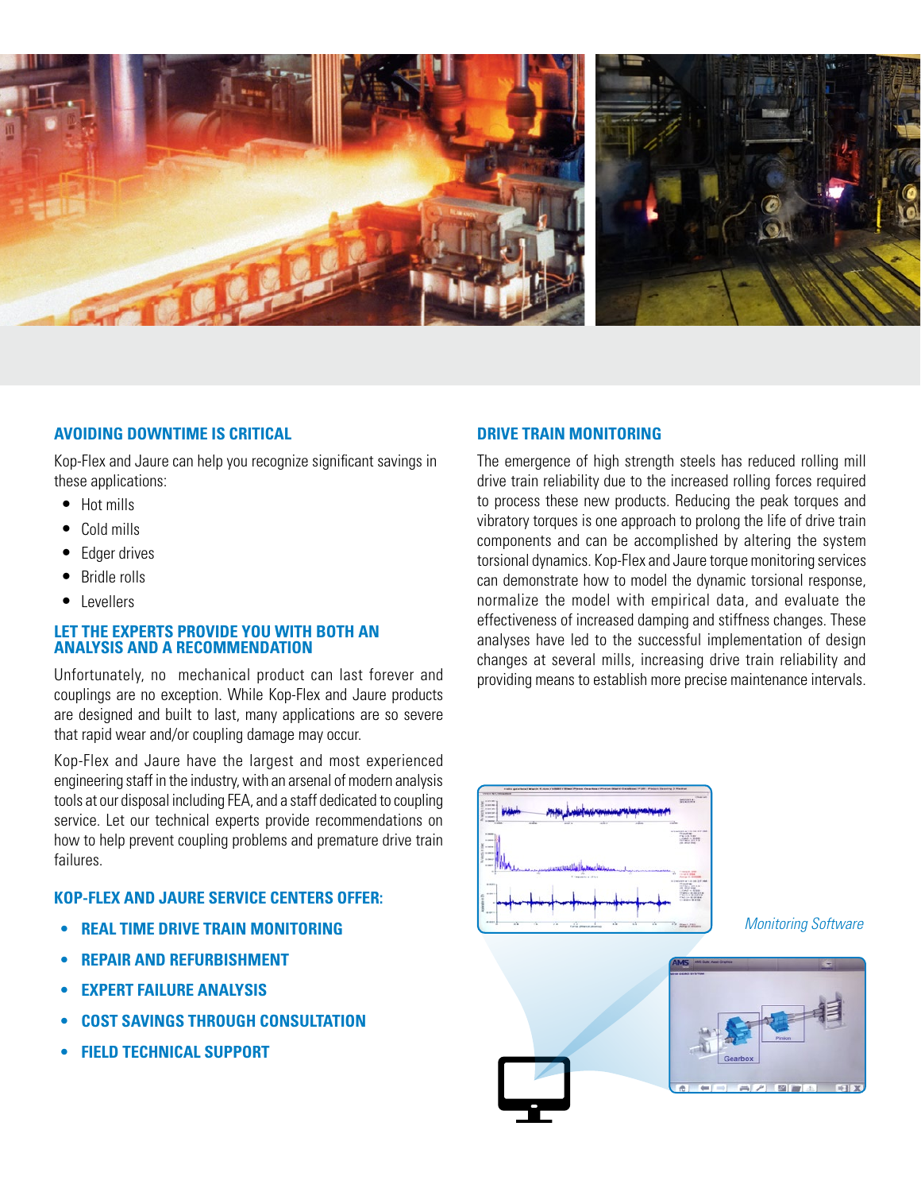## AVOIDING DOWNTIME IS CRITICAL

Kop-Flex and Jaure can help you recognize significant savings in these applications:

- Hot mills
- Cold mills
- Edger drives
- Bridle rolls
- Levellers

## LET THE EXPERTS PROVIDE YOU WITH BOTH AN ANALYSIS AND A RECOMMENDATION

Unfortunately, no mechanical product can last forever and couplings are no exception. While Kop-Flex and Jaure products are designed and built to last, many applications are so severe that rapid wear and/or coupling damage may occur.

Kop-Flex and Jaure have the largest and most experienced engineering staff in the industry, with an arsenal of modern analysis tools at our disposal including FEA, and a staff dedicated to coupling service. Let our technical experts provide recommendations on how to help prevent coupling problems and premature drive train failures.

## KOP-FLEX AND JAURE SERVICE CENTERS OFFER:

- **REAL TIME DRIVE TRAIN MONITORING**
- **REPAIR AND REFURBISHMENT**
- **EXPERT FAILURE ANALYSIS**
- **COST SAVINGS THROUGH CONSULTATION**
- **FIELD TECHNICAL SUPPORT**

## DRIVE TRAIN MONITORING

The emergence of high strength steels has reduced rolling mill drive train reliability due to the increased rolling forces required to process these new products. Reducing the peak torques and vibratory torques is one approach to prolong the life of drive train components and can be accomplished by altering the system torsional dynamics. Kop-Flex and Jaure torque monitoring services can demonstrate how to model the dynamic torsional response, normalize the model with empirical data, and evaluate the effectiveness of increased damping and stiffness changes. These analyses have led to the successful implementation of design changes at several mills, increasing drive train reliability and providing means to establish more precise maintenance intervals.

*Monitoring Software*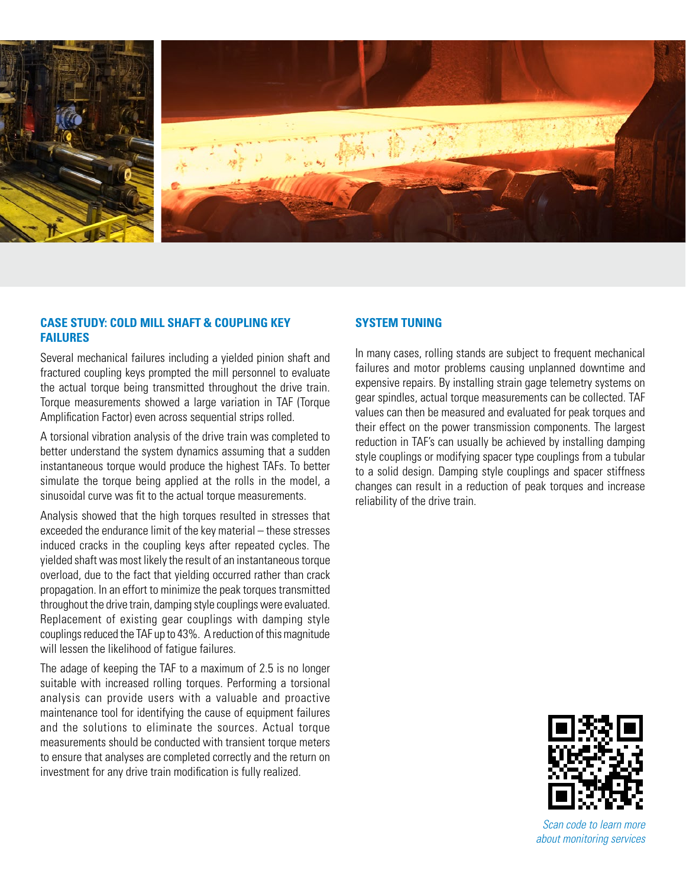## CASE STUDY: COLD MILL SHAFT & COUPLING KEY FAILURES

Several mechanical failures including a yielded pinion shaft and fractured coupling keys prompted the mill personnel to evaluate the actual torque being transmitted throughout the drive train. Torque measurements showed a large variation in TAF (Torque Amplification Factor) even across sequential strips rolled.

A torsional vibration analysis of the drive train was completed to better understand the system dynamics assuming that a sudden instantaneous torque would produce the highest TAFs. To better simulate the torque being applied at the rolls in the model, a sinusoidal curve was fit to the actual torque measurements.

Analysis showed that the high torques resulted in stresses that exceeded the endurance limit of the key material – these stresses induced cracks in the coupling keys after repeated cycles. The yielded shaft was most likely the result of an instantaneous torque overload, due to the fact that yielding occurred rather than crack propagation. In an effort to minimize the peak torques transmitted throughout the drive train, damping style couplings were evaluated. Replacement of existing gear couplings with damping style couplings reduced the TAF up to 43%. A reduction of this magnitude will lessen the likelihood of fatigue failures.

The adage of keeping the TAF to a maximum of 2.5 is no longer suitable with increased rolling torques. Performing a torsional analysis can provide users with a valuable and proactive maintenance tool for identifying the cause of equipment failures and the solutions to eliminate the sources. Actual torque measurements should be conducted with transient torque meters to ensure that analyses are completed correctly and the return on investment for any drive train modification is fully realized.

## SYSTEM TUNING

In many cases, rolling stands are subject to frequent mechanical failures and motor problems causing unplanned downtime and expensive repairs. By installing strain gage telemetry systems on gear spindles, actual torque measurements can be collected. TAF values can then be measured and evaluated for peak torques and their effect on the power transmission components. The largest reduction in TAF's can usually be achieved by installing damping style couplings or modifying spacer type couplings from a tubular to a solid design. Damping style couplings and spacer stiffness changes can result in a reduction of peak torques and increase reliability of the drive train.

*Scan code to learn more about monitoring services*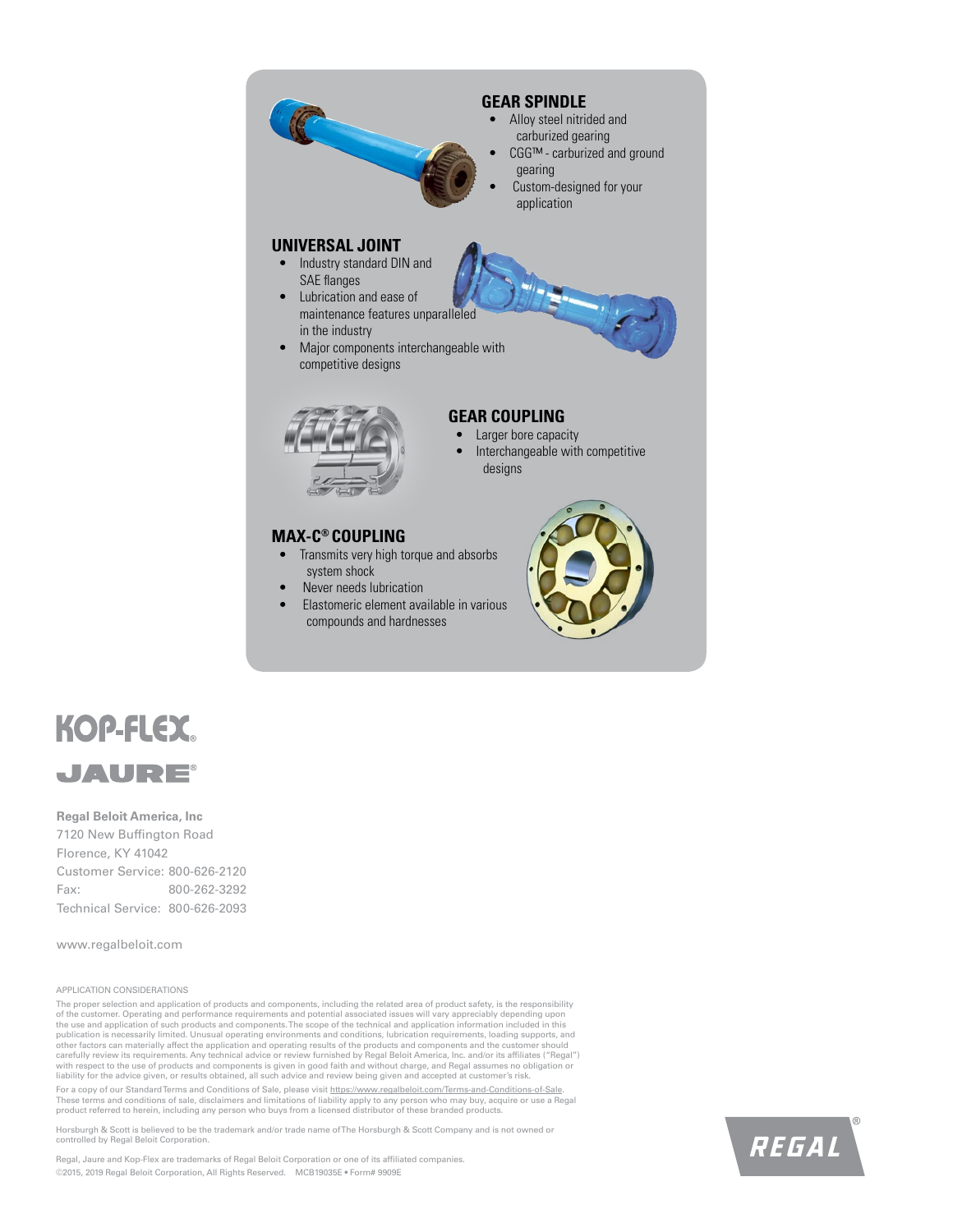## GEAR SPINDLE

- Alloy steel nitrided and carburized gearing
- CGG™ - carburized and ground gearing
- Custom-designed for your application

## UNIVERSAL JOINT

- Industry standard DIN and SAE flanges
- Lubrication and ease of maintenance features unparalleled in the industry
- Major components interchangeable with competitive designs

## GEAR COUPLING

- Larger bore capacity
- Interchangeable with competitive designs

## MAX-C® COUPLING

- Transmits very high torque and absorbs system shock
- Never needs lubrication
- Elastomeric element available in various compounds and hardnesses

KOP-FLEX®

JAURE®

**Regal Beloit America, Inc**
7120 New Buffington Road
Florence, KY 41042
Customer Service: 800-626-2120
Fax: 800-262-3292
Technical Service: 800-626-2093

www.regalbeloit.com

APPLICATION CONSIDERATIONS

The proper selection and application of products and components, including the related area of product safety, is the responsibility of the customer. Operating and performance requirements and potential associated issues will vary appreciably depending upon the use and application of such products and components. The scope of the technical and application information included in this publication is necessarily limited. Unusual operating environments and conditions, lubrication requirements, loading supports, and other factors can materially affect the application and operating results of the products and components and the customer should carefully review its requirements. Any technical advice or review furnished by Regal Beloit America, Inc. and/or its affiliates ("Regal") with respect to the use of products and components is given in good faith and without charge, and Regal assumes no obligation or liability for the advice given, or results obtained, all such advice and review being given and accepted at customer's risk.

For a copy of our Standard Terms and Conditions of Sale, please visit https://www.regalbeloit.com/Terms-and-Conditions-of-Sale. These terms and conditions of sale, disclaimers and limitations of liability apply to any person who may buy, acquire or use a Regal product referred to herein, including any person who buys from a licensed distributor of these branded products.

Horsburgh & Scott is believed to be the trademark and/or trade name of The Horsburgh & Scott Company and is not owned or controlled by Regal Beloit Corporation.

Regal, Jaure and Kop-Flex are trademarks of Regal Beloit Corporation or one of its affiliated companies.
©2015, 2019 Regal Beloit Corporation, All Rights Reserved. MCB19035E • Form# 9909E

REGAL®